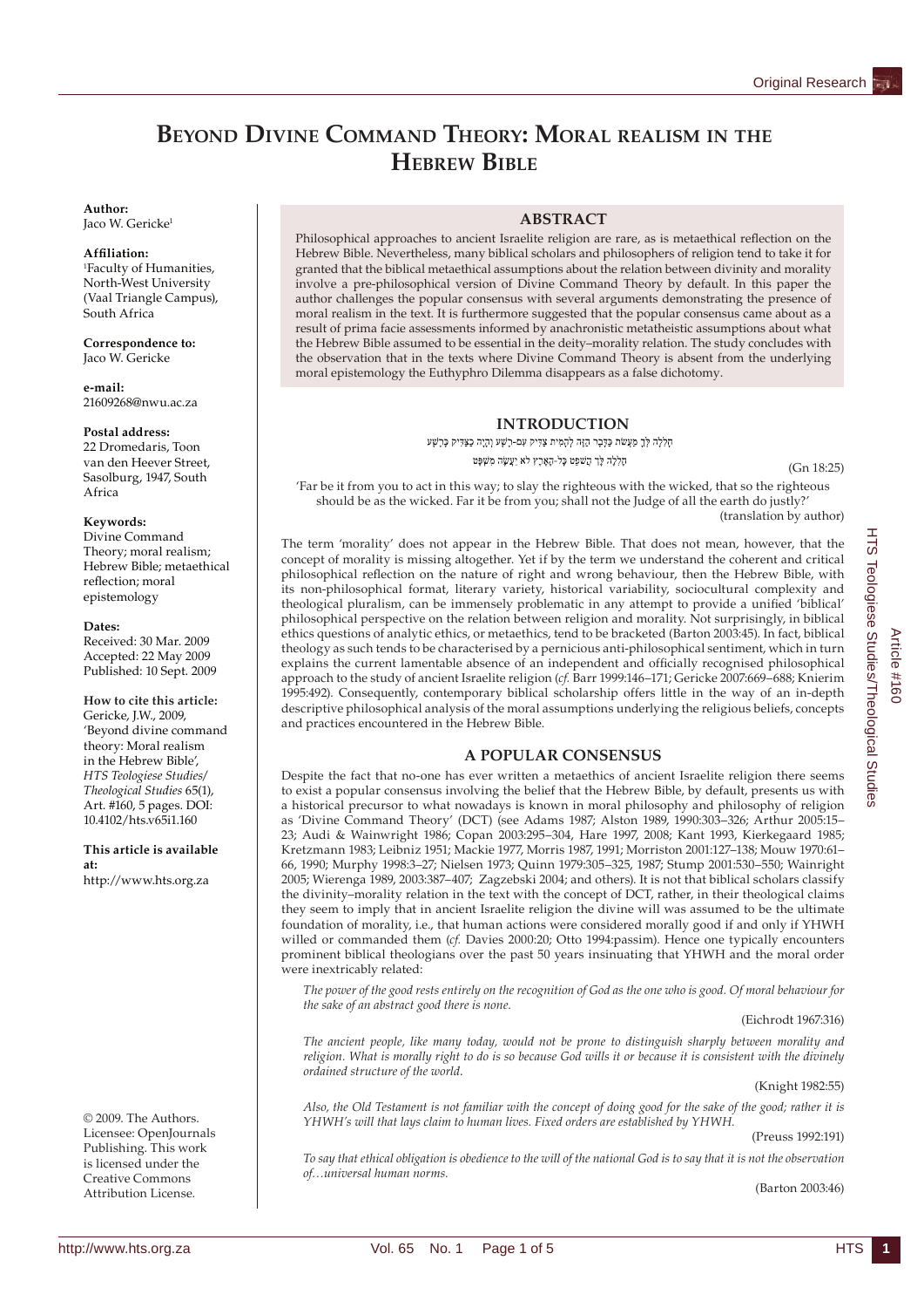# Beyond Divine Command Theory: Moral realism in the Hebrew Bible

**Author:**
Jaco W. Gericke[1]

**Affiliation:**
[1]Faculty of Humanities, North-West University (Vaal Triangle Campus), South Africa

**Correspondence to:**
Jaco W. Gericke

**e-mail:**
21609268@nwu.ac.za

**Postal address:**
22 Dromedaris, Toon van den Heever Street, Sasolburg, 1947, South Africa

**Keywords:**
Divine Command Theory; moral realism; Hebrew Bible; metaethical reflection; moral epistemology

**Dates:**
Received: 30 Mar. 2009
Accepted: 22 May 2009
Published: 10 Sept. 2009

**How to cite this article:**
Gericke, J.W., 2009, 'Beyond divine command theory: Moral realism in the Hebrew Bible', *HTS Teologiese Studies/Theological Studies* 65(1), Art. #160, 5 pages. DOI: 10.4102/hts.v65i1.160

**This article is available at:**
http://www.hts.org.za

© 2009. The Authors. Licensee: OpenJournals Publishing. This work is licensed under the Creative Commons Attribution License.

## ABSTRACT

Philosophical approaches to ancient Israelite religion are rare, as is metaethical reflection on the Hebrew Bible. Nevertheless, many biblical scholars and philosophers of religion tend to take it for granted that the biblical metaethical assumptions about the relation between divinity and morality involve a pre-philosophical version of Divine Command Theory by default. In this paper the author challenges the popular consensus with several arguments demonstrating the presence of moral realism in the text. It is furthermore suggested that the popular consensus came about as a result of prima facie assessments informed by anachronistic metatheistic assumptions about what the Hebrew Bible assumed to be essential in the deity–morality relation. The study concludes with the observation that in the texts where Divine Command Theory is absent from the underlying moral epistemology the Euthyphro Dilemma disappears as a false dichotomy.

## INTRODUCTION

חָלִלָה לְּךָ מֵעֲשֹׂת כַּדָּבָר הַזֶּה לְהָמִית צַדִּיק עִם-רָשָׁע וְהָיָה כַצַּדִּיק כָּרָשָׁע

חָלִלָה לָּךְ הֲשֹׁפֵט כָּל-הָאָרֶץ לֹא יַעֲשֶׂה מִשְׁפָּט

(Gn 18:25)

'Far be it from you to act in this way; to slay the righteous with the wicked, that so the righteous should be as the wicked. Far it be from you; shall not the Judge of all the earth do justly?'
(translation by author)

The term 'morality' does not appear in the Hebrew Bible. That does not mean, however, that the concept of morality is missing altogether. Yet if by the term we understand the coherent and critical philosophical reflection on the nature of right and wrong behaviour, then the Hebrew Bible, with its non-philosophical format, literary variety, historical variability, sociocultural complexity and theological pluralism, can be immensely problematic in any attempt to provide a unified 'biblical' philosophical perspective on the relation between religion and morality. Not surprisingly, in biblical ethics questions of analytic ethics, or metaethics, tend to be bracketed (Barton 2003:45). In fact, biblical theology as such tends to be characterised by a pernicious anti-philosophical sentiment, which in turn explains the current lamentable absence of an independent and officially recognised philosophical approach to the study of ancient Israelite religion (*cf.* Barr 1999:146–171; Gericke 2007:669–688; Knierim 1995:492). Consequently, contemporary biblical scholarship offers little in the way of an in-depth descriptive philosophical analysis of the moral assumptions underlying the religious beliefs, concepts and practices encountered in the Hebrew Bible.

## A POPULAR CONSENSUS

Despite the fact that no-one has ever written a metaethics of ancient Israelite religion there seems to exist a popular consensus involving the belief that the Hebrew Bible, by default, presents us with a historical precursor to what nowadays is known in moral philosophy and philosophy of religion as 'Divine Command Theory' (DCT) (see Adams 1987; Alston 1989, 1990:303–326; Arthur 2005:15–23; Audi & Wainwright 1986; Copan 2003:295–304, Hare 1997, 2008; Kant 1993, Kierkegaard 1985; Kretzmann 1983; Leibniz 1951; Mackie 1977, Morris 1987, 1991; Morriston 2001:127–138; Mouw 1970:61–66, 1990; Murphy 1998:3–27; Nielsen 1973; Quinn 1979:305–325, 1987; Stump 2001:530–550; Wainright 2005; Wierenga 1989, 2003:387–407; Zagzebski 2004; and others). It is not that biblical scholars classify the divinity–morality relation in the text with the concept of DCT, rather, in their theological claims they seem to imply that in ancient Israelite religion the divine will was assumed to be the ultimate foundation of morality, i.e., that human actions were considered morally good if and only if YHWH willed or commanded them (*cf.* Davies 2000:20; Otto 1994:passim). Hence one typically encounters prominent biblical theologians over the past 50 years insinuating that YHWH and the moral order were inextricably related:

> *The power of the good rests entirely on the recognition of God as the one who is good. Of moral behaviour for the sake of an abstract good there is none.*
>
> (Eichrodt 1967:316)

> *The ancient people, like many today, would not be prone to distinguish sharply between morality and religion. What is morally right to do is so because God wills it or because it is consistent with the divinely ordained structure of the world.*
>
> (Knight 1982:55)

> *Also, the Old Testament is not familiar with the concept of doing good for the sake of the good; rather it is YHWH's will that lays claim to human lives. Fixed orders are established by YHWH.*
>
> (Preuss 1992:191)

> *To say that ethical obligation is obedience to the will of the national God is to say that it is not the observation of…universal human norms.*
>
> (Barton 2003:46)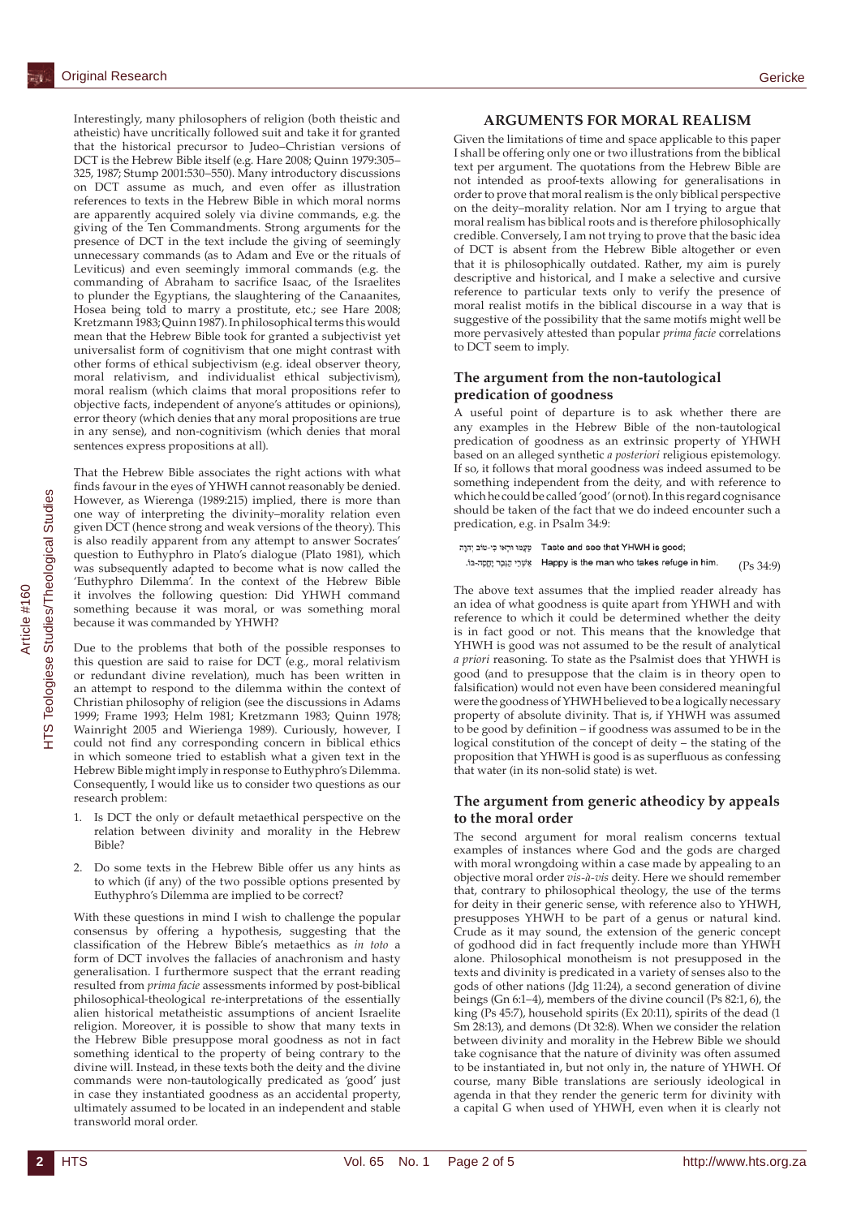Interestingly, many philosophers of religion (both theistic and atheistic) have uncritically followed suit and take it for granted that the historical precursor to Judeo–Christian versions of DCT is the Hebrew Bible itself (e.g. Hare 2008; Quinn 1979:305–325, 1987; Stump 2001:530–550). Many introductory discussions on DCT assume as much, and even offer as illustration references to texts in the Hebrew Bible in which moral norms are apparently acquired solely via divine commands, e.g. the giving of the Ten Commandments. Strong arguments for the presence of DCT in the text include the giving of seemingly unnecessary commands (as to Adam and Eve or the rituals of Leviticus) and even seemingly immoral commands (e.g. the commanding of Abraham to sacrifice Isaac, of the Israelites to plunder the Egyptians, the slaughtering of the Canaanites, Hosea being told to marry a prostitute, etc.; see Hare 2008; Kretzmann 1983; Quinn 1987). In philosophical terms this would mean that the Hebrew Bible took for granted a subjectivist yet universalist form of cognitivism that one might contrast with other forms of ethical subjectivism (e.g. ideal observer theory, moral relativism, and individualist ethical subjectivism), moral realism (which claims that moral propositions refer to objective facts, independent of anyone's attitudes or opinions), error theory (which denies that any moral propositions are true in any sense), and non-cognitivism (which denies that moral sentences express propositions at all).

That the Hebrew Bible associates the right actions with what finds favour in the eyes of YHWH cannot reasonably be denied. However, as Wierenga (1989:215) implied, there is more than one way of interpreting the divinity–morality relation even given DCT (hence strong and weak versions of the theory). This is also readily apparent from any attempt to answer Socrates' question to Euthyphro in Plato's dialogue (Plato 1981), which was subsequently adapted to become what is now called the 'Euthyphro Dilemma'. In the context of the Hebrew Bible it involves the following question: Did YHWH command something because it was moral, or was something moral because it was commanded by YHWH?

Due to the problems that both of the possible responses to this question are said to raise for DCT (e.g., moral relativism or redundant divine revelation), much has been written in an attempt to respond to the dilemma within the context of Christian philosophy of religion (see the discussions in Adams 1999; Frame 1993; Helm 1981; Kretzmann 1983; Quinn 1978; Wainright 2005 and Wierienga 1989). Curiously, however, I could not find any corresponding concern in biblical ethics in which someone tried to establish what a given text in the Hebrew Bible might imply in response to Euthyphro's Dilemma. Consequently, I would like us to consider two questions as our research problem:

1. Is DCT the only or default metaethical perspective on the relation between divinity and morality in the Hebrew Bible?
2. Do some texts in the Hebrew Bible offer us any hints as to which (if any) of the two possible options presented by Euthyphro's Dilemma are implied to be correct?

With these questions in mind I wish to challenge the popular consensus by offering a hypothesis, suggesting that the classification of the Hebrew Bible's metaethics as *in toto* a form of DCT involves the fallacies of anachronism and hasty generalisation. I furthermore suspect that the errant reading resulted from *prima facie* assessments informed by post-biblical philosophical-theological re-interpretations of the essentially alien historical metatheistic assumptions of ancient Israelite religion. Moreover, it is possible to show that many texts in the Hebrew Bible presuppose moral goodness as not in fact something identical to the property of being contrary to the divine will. Instead, in these texts both the deity and the divine commands were non-tautologically predicated as 'good' just in case they instantiated goodness as an accidental property, ultimately assumed to be located in an independent and stable transworld moral order.

## ARGUMENTS FOR MORAL REALISM

Given the limitations of time and space applicable to this paper I shall be offering only one or two illustrations from the biblical text per argument. The quotations from the Hebrew Bible are not intended as proof-texts allowing for generalisations in order to prove that moral realism is the only biblical perspective on the deity–morality relation. Nor am I trying to argue that moral realism has biblical roots and is therefore philosophically credible. Conversely, I am not trying to prove that the basic idea of DCT is absent from the Hebrew Bible altogether or even that it is philosophically outdated. Rather, my aim is purely descriptive and historical, and I make a selective and cursive reference to particular texts only to verify the presence of moral realist motifs in the biblical discourse in a way that is suggestive of the possibility that the same motifs might well be more pervasively attested than popular *prima facie* correlations to DCT seem to imply.

### The argument from the non-tautological predication of goodness

A useful point of departure is to ask whether there are any examples in the Hebrew Bible of the non-tautological predication of goodness as an extrinsic property of YHWH based on an alleged synthetic *a posteriori* religious epistemology. If so, it follows that moral goodness was indeed assumed to be something independent from the deity, and with reference to which he could be called 'good' (or not). In this regard cognisance should be taken of the fact that we do indeed encounter such a predication, e.g. in Psalm 34:9:

| | | |
|---|---|---|
| טַעֲמוּ וּרְאוּ כִּי-טוֹב יְהוָה | Taste and see that YHWH is good; | |
| אַשְׁרֵי הַגֶּבֶר יֶחֱסֶה-בּוֹ. | Happy is the man who takes refuge in him. | (Ps 34:9) |

The above text assumes that the implied reader already has an idea of what goodness is quite apart from YHWH and with reference to which it could be determined whether the deity is in fact good or not. This means that the knowledge that YHWH is good was not assumed to be the result of analytical *a priori* reasoning. To state as the Psalmist does that YHWH is good (and to presuppose that the claim is in theory open to falsification) would not even have been considered meaningful were the goodness of YHWH believed to be a logically necessary property of absolute divinity. That is, if YHWH was assumed to be good by definition – if goodness was assumed to be in the logical constitution of the concept of deity – the stating of the proposition that YHWH is good is as superfluous as confessing that water (in its non-solid state) is wet.

### The argument from generic atheodicy by appeals to the moral order

The second argument for moral realism concerns textual examples of instances where God and the gods are charged with moral wrongdoing within a case made by appealing to an objective moral order *vis-à-vis* deity. Here we should remember that, contrary to philosophical theology, the use of the terms for deity in their generic sense, with reference also to YHWH, presupposes YHWH to be part of a genus or natural kind. Crude as it may sound, the extension of the generic concept of godhood did in fact frequently include more than YHWH alone. Philosophical monotheism is not presupposed in the texts and divinity is predicated in a variety of senses also to the gods of other nations (Jdg 11:24), a second generation of divine beings (Gn 6:1–4), members of the divine council (Ps 82:1, 6), the king (Ps 45:7), household spirits (Ex 20:11), spirits of the dead (1 Sm 28:13), and demons (Dt 32:8). When we consider the relation between divinity and morality in the Hebrew Bible we should take cognisance that the nature of divinity was often assumed to be instantiated in, but not only in, the nature of YHWH. Of course, many Bible translations are seriously ideological in agenda in that they render the generic term for divinity with a capital G when used of YHWH, even when it is clearly not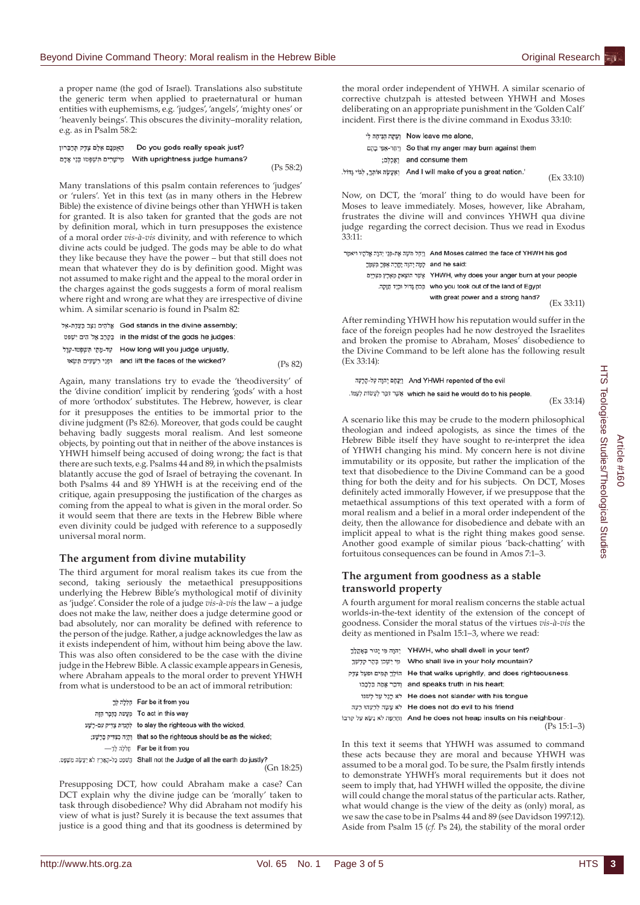a proper name (the god of Israel). Translations also substitute the generic term when applied to praeternatural or human entities with euphemisms, e.g. 'judges', 'angels', 'mighty ones' or 'heavenly beings'. This obscures the divinity–morality relation, e.g. as in Psalm 58:2:

| | |
|---|---|
| הַאֻמְנָם אֵלֶם צֶדֶק תְּדַבֵּרוּן | Do you gods really speak just? |
| מֵישָׁרִים תִּשְׁפְּטוּ בְּנֵי אָדָם | With uprightness judge humans? |

(Ps 58:2)

Many translations of this psalm contain references to 'judges' or 'rulers'. Yet in this text (as in many others in the Hebrew Bible) the existence of divine beings other than YHWH is taken for granted. It is also taken for granted that the gods are not by definition moral, which in turn presupposes the existence of a moral order *vis-à-vis* divinity, and with reference to which divine acts could be judged. The gods may be able to do what they like because they have the power – but that still does not mean that whatever they do is by definition good. Might was not assumed to make right and the appeal to the moral order in the charges against the gods suggests a form of moral realism where right and wrong are what they are irrespective of divine whim. A similar scenario is found in Psalm 82:

| | |
|---|---|
| אֱלֹהִים נִצָּב בַּעֲדַת-אֵל | God stands in the divine assembly; |
| בְּקֶרֶב אֱלֹהִים יִשְׁפֹּט | in the midst of the gods he judges: |
| עַד-מָתַי תִּשְׁפְּטוּ-עָוֶל | How long will you judge unjustly, |
| וּפְנֵי רְשָׁעִים תִּשְׂאוּ | and lift the faces of the wicked? |

(Ps 82)

Again, many translations try to evade the 'theodiversity' of the 'divine condition' implicit by rendering 'gods' with a host of more 'orthodox' substitutes. The Hebrew, however, is clear for it presupposes the entities to be immortal prior to the divine judgment (Ps 82:6). Moreover, that gods could be caught behaving badly suggests moral realism. And lest someone objects, by pointing out that in neither of the above instances is YHWH himself being accused of doing wrong; the fact is that there are such texts, e.g. Psalms 44 and 89, in which the psalmists blatantly accuse the god of Israel of betraying the covenant. In both Psalms 44 and 89 YHWH is at the receiving end of the critique, again presupposing the justification of the charges as coming from the appeal to what is given in the moral order. So it would seem that there are texts in the Hebrew Bible where even divinity could be judged with reference to a supposedly universal moral norm.

## The argument from divine mutability

The third argument for moral realism takes its cue from the second, taking seriously the metaethical presuppositions underlying the Hebrew Bible's mythological motif of divinity as 'judge'. Consider the role of a judge *vis-à-vis* the law – a judge does not make the law, neither does a judge determine good or bad absolutely, nor can morality be defined with reference to the person of the judge. Rather, a judge acknowledges the law as it exists independent of him, without him being above the law. This was also often considered to be the case with the divine judge in the Hebrew Bible. A classic example appears in Genesis, where Abraham appeals to the moral order to prevent YHWH from what is understood to be an act of immoral retribution:

| | |
|---|---|
| חָלִלָה לְּךָ | Far be it from you |
| מֵעֲשֹׂת כַּדָּבָר הַזֶּה | To act in this way |
| לְהָמִית צַדִּיק עִם-רָשָׁע | to slay the righteous with the wicked, |
| וְהָיָה כַצַּדִּיק כָּרָשָׁע; | that so the righteous should be as the wicked; |
| חָלִלָה לָּךְ— | Far be it from you |
| הֲשֹׁפֵט כָּל-הָאָרֶץ לֹא יַעֲשֶׂה מִשְׁפָּט. | Shall not the Judge of all the earth do justly? |

(Gn 18:25)

Presupposing DCT, how could Abraham make a case? Can DCT explain why the divine judge can be 'morally' taken to task through disobedience? Why did Abraham not modify his view of what is just? Surely it is because the text assumes that justice is a good thing and that its goodness is determined by the moral order independent of YHWH. A similar scenario of corrective chutzpah is attested between YHWH and Moses deliberating on an appropriate punishment in the 'Golden Calf' incident. First there is the divine command in Exodus 33:10:

| | |
|---|---|
| וְעַתָּה הַנִּיחָה לִּי | Now leave me alone, |
| וְיִחַר-אַפִּי בָהֶם | So that my anger may burn against them |
| וַאֲכַלֵּם; | and consume them |
| וְאֶעֱשֶׂה אוֹתְךָ, לְגוֹי גָּדוֹל. | And I will make of you a great nation.' |

(Ex 33:10)

Now, on DCT, the 'moral' thing to do would have been for Moses to leave immediately. Moses, however, like Abraham, frustrates the divine will and convinces YHWH qua divine judge regarding the correct decision. Thus we read in Exodus 33:11:

| | |
|---|---|
| וַיְחַל מֹשֶׁה אֶת-פְּנֵי יְהוָה אֱלֹהָיו וַיֹּאמֶר | And Moses calmed the face of YHWH his god |
| לָמָה יְהוָה יֶחֱרֶה אַפְּךָ בְּעַמֶּךָ | and he said: |
| אֲשֶׁר הוֹצֵאתָ מֵאֶרֶץ מִצְרַיִם | YHWH, why does your anger burn at your people |
| בְּכֹחַ גָּדוֹל וּבְיָד חֲזָקָה. | who you took out of the land of Egypt |
| | with great power and a strong hand? |

(Ex 33:11)

After reminding YHWH how his reputation would suffer in the face of the foreign peoples had he now destroyed the Israelites and broken the promise to Abraham, Moses' disobedience to the Divine Command to be left alone has the following result (Ex 33:14):

| | |
|---|---|
| וַיִּנָּחֶם יְהוָה עַל-הָרָעָה | And YHWH repented of the evil |
| אֲשֶׁר דִּבֶּר לַעֲשׂוֹת לְעַמּוֹ. | which he said he would do to his people. |

(Ex 33:14)

A scenario like this may be crude to the modern philosophical theologian and indeed apologists, as since the times of the Hebrew Bible itself they have sought to re-interpret the idea of YHWH changing his mind. My concern here is not divine immutability or its opposite, but rather the implication of the text that disobedience to the Divine Command can be a good thing for both the deity and for his subjects. On DCT, Moses definitely acted immorally However, if we presuppose that the metaethical assumptions of this text operated with a form of moral realism and a belief in a moral order independent of the deity, then the allowance for disobedience and debate with an implicit appeal to what is the right thing makes good sense. Another good example of similar pious 'back-chatting' with fortuitous consequences can be found in Amos 7:1–3.

## The argument from goodness as a stable transworld property

A fourth argument for moral realism concerns the stable actual worlds-in-the-text identity of the extension of the concept of goodness. Consider the moral status of the virtues *vis-à-vis* the deity as mentioned in Psalm 15:1–3, where we read:

| | |
|---|---|
| יְהוָה מִי יָגוּר בְּאָהֳלֶךָ | YHWH, who shall dwell in your tent? |
| מִי יִשְׁכֹּן בְּהַר קָדְשֶׁךָ | Who shall live in your holy mountain? |
| הוֹלֵךְ תָּמִים וּפֹעֵל צֶדֶק | He that walks uprightly, and does righteousness, |
| וְדֹבֵר אֱמֶת בִּלְבָבוֹ | and speaks truth in his heart; |
| לֹא רָגַל עַל לְשֹׁנוֹ | He does not slander with his tongue |
| לֹא עָשָׂה לְרֵעֵהוּ רָעָה | He does not do evil to his friend |
| וְחֶרְפָּה לֹא נָשָׂא עַל קְרֹבוֹ | And he does not heap insults on his neighbour. |

(Ps 15:1–3)

In this text it seems that YHWH was assumed to command these acts because they are moral and because YHWH was assumed to be a moral god. To be sure, the Psalm firstly intends to demonstrate YHWH's moral requirements but it does not seem to imply that, had YHWH willed the opposite, the divine will could change the moral status of the particular acts. Rather, what would change is the view of the deity as (only) moral, as we saw the case to be in Psalms 44 and 89 (see Davidson 1997:12). Aside from Psalm 15 (*cf.* Ps 24), the stability of the moral order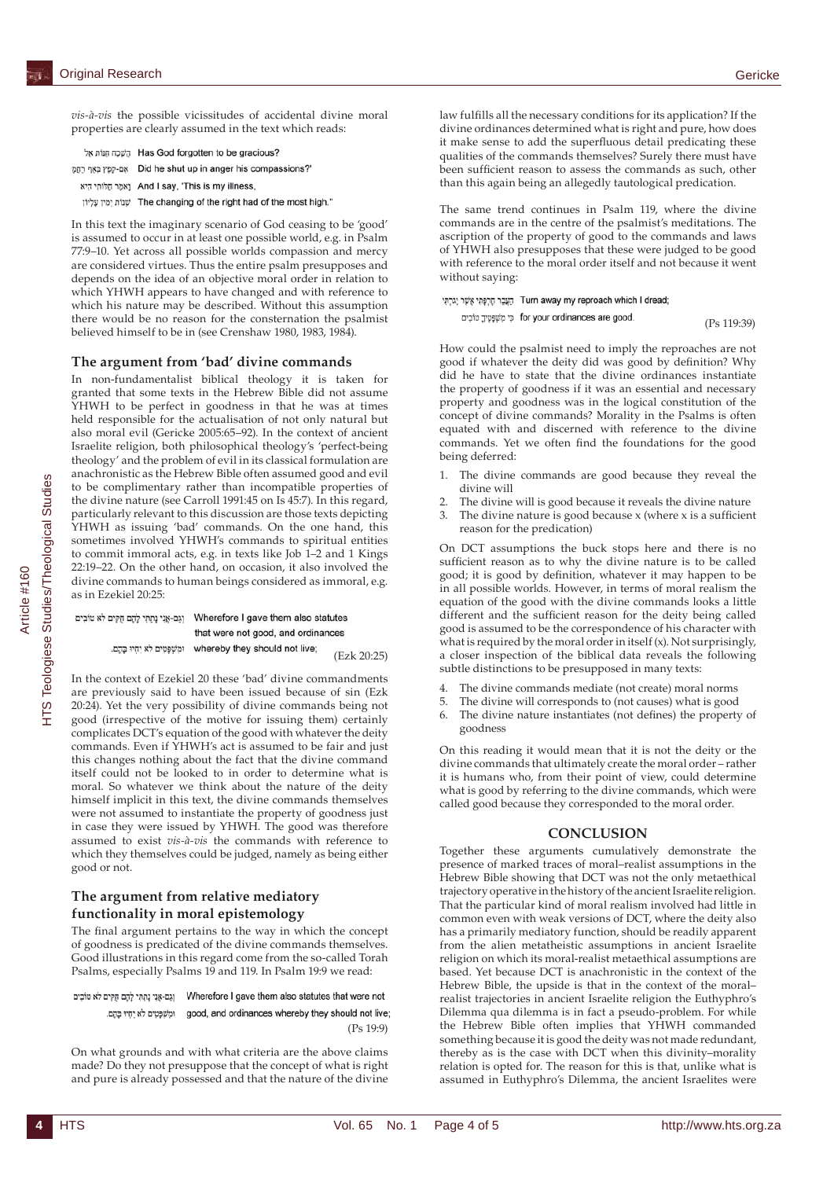*vis-à-vis* the possible vicissitudes of accidental divine moral properties are clearly assumed in the text which reads:

| | |
|---|---|
| הֲשָׁכַח חַנּוֹת אֵל | Has God forgotten to be gracious? |
| אִם־קָפַץ בְּאַף רַחֲמָיו | Did he shut up in anger his compassions?' |
| וָאֹמַר חַלּוֹתִי הִיא | And I say, 'This is my illness, |
| שְׁנוֹת יְמִין עֶלְיוֹן | The changing of the right had of the most high." |

In this text the imaginary scenario of God ceasing to be 'good' is assumed to occur in at least one possible world, e.g. in Psalm 77:9–10. Yet across all possible worlds compassion and mercy are considered virtues. Thus the entire psalm presupposes and depends on the idea of an objective moral order in relation to which YHWH appears to have changed and with reference to which his nature may be described. Without this assumption there would be no reason for the consternation the psalmist believed himself to be in (see Crenshaw 1980, 1983, 1984).

## The argument from 'bad' divine commands

In non-fundamentalist biblical theology it is taken for granted that some texts in the Hebrew Bible did not assume YHWH to be perfect in goodness in that he was at times held responsible for the actualisation of not only natural but also moral evil (Gericke 2005:65–92). In the context of ancient Israelite religion, both philosophical theology's 'perfect-being theology' and the problem of evil in its classical formulation are anachronistic as the Hebrew Bible often assumed good and evil to be complimentary rather than incompatible properties of the divine nature (see Carroll 1991:45 on Is 45:7). In this regard, particularly relevant to this discussion are those texts depicting YHWH as issuing 'bad' commands. On the one hand, this sometimes involved YHWH's commands to spiritual entities to commit immoral acts, e.g. in texts like Job 1–2 and 1 Kings 22:19–22. On the other hand, on occasion, it also involved the divine commands to human beings considered as immoral, e.g. as in Ezekiel 20:25:

| | |
|---|---|
| וְגַם־אֲנִי נָתַתִּי לָהֶם חֻקִּים לֹא טוֹבִים | Wherefore I gave them also statutes that were not good, and ordinances |
| וּמִשְׁפָּטִים לֹא יִחְיוּ בָּהֶם. | whereby they should not live; |

(Ezk 20:25)

In the context of Ezekiel 20 these 'bad' divine commandments are previously said to have been issued because of sin (Ezk 20:24). Yet the very possibility of divine commands being not good (irrespective of the motive for issuing them) certainly complicates DCT's equation of the good with whatever the deity commands. Even if YHWH's act is assumed to be fair and just this changes nothing about the fact that the divine command itself could not be looked to in order to determine what is moral. So whatever we think about the nature of the deity himself implicit in this text, the divine commands themselves were not assumed to instantiate the property of goodness just in case they were issued by YHWH. The good was therefore assumed to exist *vis-à-vis* the commands with reference to which they themselves could be judged, namely as being either good or not.

## The argument from relative mediatory functionality in moral epistemology

The final argument pertains to the way in which the concept of goodness is predicated of the divine commands themselves. Good illustrations in this regard come from the so-called Torah Psalms, especially Psalms 19 and 119. In Psalm 19:9 we read:

| | |
|---|---|
| וְגַם־אֲנִי נָתַתִּי לָהֶם חֻקִּים לֹא טוֹבִים | Wherefore I gave them also statutes that were not |
| וּמִשְׁפָּטִים לֹא יִחְיוּ בָּהֶם. | good, and ordinances whereby they should not live; |

(Ps 19:9)

On what grounds and with what criteria are the above claims made? Do they not presuppose that the concept of what is right and pure is already possessed and that the nature of the divine law fulfills all the necessary conditions for its application? If the divine ordinances determined what is right and pure, how does it make sense to add the superfluous detail predicating these qualities of the commands themselves? Surely there must have been sufficient reason to assess the commands as such, other than this again being an allegedly tautological predication.

The same trend continues in Psalm 119, where the divine commands are in the centre of the psalmist's meditations. The ascription of the property of good to the commands and laws of YHWH also presupposes that these were judged to be good with reference to the moral order itself and not because it went without saying:

| | |
|---|---|
| הַעֲבֵר חֶרְפָּתִי אֲשֶׁר יָגֹרְתִּי | Turn away my reproach which I dread; |
| כִּי מִשְׁפָּטֶיךָ טוֹבִים | for your ordinances are good. |

(Ps 119:39)

How could the psalmist need to imply the reproaches are not good if whatever the deity did was good by definition? Why did he have to state that the divine ordinances instantiate the property of goodness if it was an essential and necessary property and goodness was in the logical constitution of the concept of divine commands? Morality in the Psalms is often equated with and discerned with reference to the divine commands. Yet we often find the foundations for the good being deferred:

1. The divine commands are good because they reveal the divine will
2. The divine will is good because it reveals the divine nature
3. The divine nature is good because x (where x is a sufficient reason for the predication)

On DCT assumptions the buck stops here and there is no sufficient reason as to why the divine nature is to be called good; it is good by definition, whatever it may happen to be in all possible worlds. However, in terms of moral realism the equation of the good with the divine commands looks a little different and the sufficient reason for the deity being called good is assumed to be the correspondence of his character with what is required by the moral order in itself (x). Not surprisingly, a closer inspection of the biblical data reveals the following subtle distinctions to be presupposed in many texts:

4. The divine commands mediate (not create) moral norms
5. The divine will corresponds to (not causes) what is good
6. The divine nature instantiates (not defines) the property of goodness

On this reading it would mean that it is not the deity or the divine commands that ultimately create the moral order – rather it is humans who, from their point of view, could determine what is good by referring to the divine commands, which were called good because they corresponded to the moral order.

## CONCLUSION

Together these arguments cumulatively demonstrate the presence of marked traces of moral–realist assumptions in the Hebrew Bible showing that DCT was not the only metaethical trajectory operative in the history of the ancient Israelite religion. That the particular kind of moral realism involved had little in common even with weak versions of DCT, where the deity also has a primarily mediatory function, should be readily apparent from the alien metaethical assumptions in ancient Israelite religion on which its moral-realist metaethical assumptions are based. Yet because DCT is anachronistic in the context of the Hebrew Bible, the upside is that in the context of the moral–realist trajectories in ancient Israelite religion the Euthyphro's Dilemma qua dilemma is in fact a pseudo-problem. For while the Hebrew Bible often implies that YHWH commanded something because it is good the deity was not made redundant, thereby as is the case with DCT when this divinity–morality relation is opted for. The reason for this is that, unlike what is assumed in Euthyphro's Dilemma, the ancient Israelites were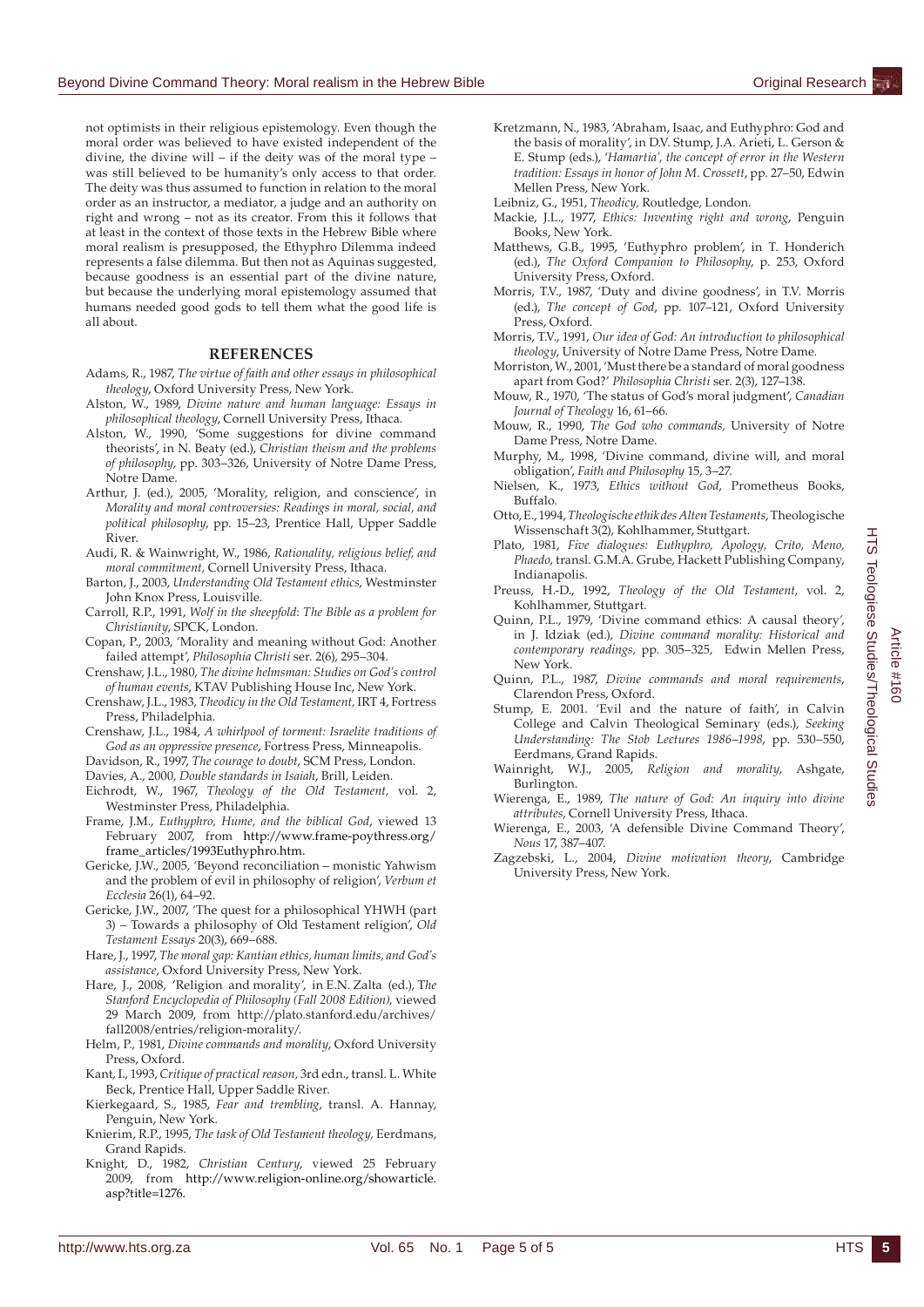not optimists in their religious epistemology. Even though the moral order was believed to have existed independent of the divine, the divine will – if the deity was of the moral type – was still believed to be humanity's only access to that order. The deity was thus assumed to function in relation to the moral order as an instructor, a mediator, a judge and an authority on right and wrong – not as its creator. From this it follows that at least in the context of those texts in the Hebrew Bible where moral realism is presupposed, the Ethyphro Dilemma indeed represents a false dilemma. But then not as Aquinas suggested, because goodness is an essential part of the divine nature, but because the underlying moral epistemology assumed that humans needed good gods to tell them what the good life is all about.

## REFERENCES

Adams, R., 1987, *The virtue of faith and other essays in philosophical theology*, Oxford University Press, New York.

Alston, W., 1989, *Divine nature and human language: Essays in philosophical theology*, Cornell University Press, Ithaca.

Alston, W., 1990, 'Some suggestions for divine command theorists', in N. Beaty (ed.), *Christian theism and the problems of philosophy*, pp. 303–326, University of Notre Dame Press, Notre Dame.

Arthur, J. (ed.), 2005, 'Morality, religion, and conscience', in *Morality and moral controversies: Readings in moral, social, and political philosophy*, pp. 15–23, Prentice Hall, Upper Saddle River.

Audi, R. & Wainwright, W., 1986, *Rationality, religious belief, and moral commitment*, Cornell University Press, Ithaca.

Barton, J., 2003, *Understanding Old Testament ethics*, Westminster John Knox Press, Louisville.

Carroll, R.P., 1991, *Wolf in the sheepfold*: *The Bible as a problem for Christianity*, SPCK, London.

Copan, P., 2003, 'Morality and meaning without God: Another failed attempt', *Philosophia Christi* ser. 2(6), 295–304.

Crenshaw, J.L., 1980, *The divine helmsman: Studies on God's control of human events*, KTAV Publishing House Inc, New York.

Crenshaw, J.L., 1983, *Theodicy in the Old Testament,* IRT 4, Fortress Press, Philadelphia.

Crenshaw, J.L., 1984, *A whirlpool of torment: Israelite traditions of God as an oppressive presence*, Fortress Press, Minneapolis.

Davidson, R., 1997, *The courage to doubt*, SCM Press, London.

Davies, A., 2000, *Double standards in Isaiah*, Brill, Leiden.

Eichrodt, W., 1967, *Theology of the Old Testament,* vol. 2, Westminster Press, Philadelphia.

Frame, J.M., *Euthyphro, Hume, and the biblical God*, viewed 13 February 2007, from http://www.frame-poythress.org/frame_articles/1993Euthyphro.htm.

Gericke, J.W., 2005, 'Beyond reconciliation – monistic Yahwism and the problem of evil in philosophy of religion', *Verbum et Ecclesia* 26(1), 64–92.

Gericke, J.W., 2007, 'The quest for a philosophical YHWH (part 3) – Towards a philosophy of Old Testament religion', *Old Testament Essays* 20(3), 669–688.

Hare, J., 1997, *The moral gap: Kantian ethics, human limits, and God's assistance*, Oxford University Press, New York.

Hare, J., 2008, 'Religion and morality', in E.N. Zalta (ed.), *The Stanford Encyclopedia of Philosophy (Fall 2008 Edition),* viewed 29 March 2009, from http://plato.stanford.edu/archives/fall2008/entries/religion-morality/.

Helm, P., 1981, *Divine commands and morality*, Oxford University Press, Oxford.

Kant, I., 1993, *Critique of practical reason,* 3rd edn., transl. L. White Beck, Prentice Hall, Upper Saddle River.

Kierkegaard, S., 1985, *Fear and trembling*, transl. A. Hannay, Penguin, New York.

Knierim, R.P., 1995, *The task of Old Testament theology,* Eerdmans, Grand Rapids.

Knight, D., 1982, *Christian Century*, viewed 25 February 2009, from http://www.religion-online.org/showarticle.asp?title=1276.

Kretzmann, N., 1983, 'Abraham, Isaac, and Euthyphro: God and the basis of morality', in D.V. Stump, J.A. Arieti, L. Gerson & E. Stump (eds.), *'Hamartia', the concept of error in the Western tradition: Essays in honor of John M. Crossett*, pp. 27–50, Edwin Mellen Press, New York.

Leibniz, G., 1951, *Theodicy,* Routledge, London.

Mackie, J.L., 1977, *Ethics: Inventing right and wrong*, Penguin Books, New York.

Matthews, G.B., 1995, 'Euthyphro problem', in T. Honderich (ed.), *The Oxford Companion to Philosophy*, p. 253, Oxford University Press, Oxford.

Morris, T.V., 1987, 'Duty and divine goodness', in T.V. Morris (ed.), *The concept of God*, pp. 107–121, Oxford University Press, Oxford.

Morris, T.V., 1991, *Our idea of God: An introduction to philosophical theology*, University of Notre Dame Press, Notre Dame.

Morriston, W., 2001, 'Must there be a standard of moral goodness apart from God?' *Philosophia Christi* ser. 2(3), 127–138.

Mouw, R., 1970, 'The status of God's moral judgment', *Canadian Journal of Theology* 16, 61–66.

Mouw, R., 1990, *The God who commands,* University of Notre Dame Press, Notre Dame.

Murphy, M., 1998, 'Divine command, divine will, and moral obligation', *Faith and Philosophy* 15, 3–27.

Nielsen, K., 1973, *Ethics without God*, Prometheus Books, Buffalo.

Otto, E., 1994, *Theologische ethik des Alten Testaments*, Theologische Wissenschaft 3(2), Kohlhammer, Stuttgart.

Plato, 1981, *Five dialogues: Euthyphro, Apology, Crito, Meno, Phaedo*, transl. G.M.A. Grube, Hackett Publishing Company, Indianapolis.

Preuss, H.-D., 1992, *Theology of the Old Testament,* vol. 2, Kohlhammer, Stuttgart.

Quinn, P.L., 1979, 'Divine command ethics: A causal theory', in J. Idziak (ed.), *Divine command morality: Historical and contemporary readings*, pp. 305–325, Edwin Mellen Press, New York.

Quinn, P.L., 1987, *Divine commands and moral requirements*, Clarendon Press, Oxford.

Stump, E. 2001. 'Evil and the nature of faith', in Calvin College and Calvin Theological Seminary (eds.), *Seeking Understanding: The Stob Lectures 1986–1998*, pp. 530–550, Eerdmans, Grand Rapids.

Wainright, W.J., 2005, *Religion and morality*, Ashgate, Burlington.

Wierenga, E., 1989, *The nature of God: An inquiry into divine attributes*, Cornell University Press, Ithaca.

Wierenga, E., 2003, 'A defensible Divine Command Theory', *Nous* 17, 387–407.

Zagzebski, L., 2004, *Divine motivation theory*, Cambridge University Press, New York.